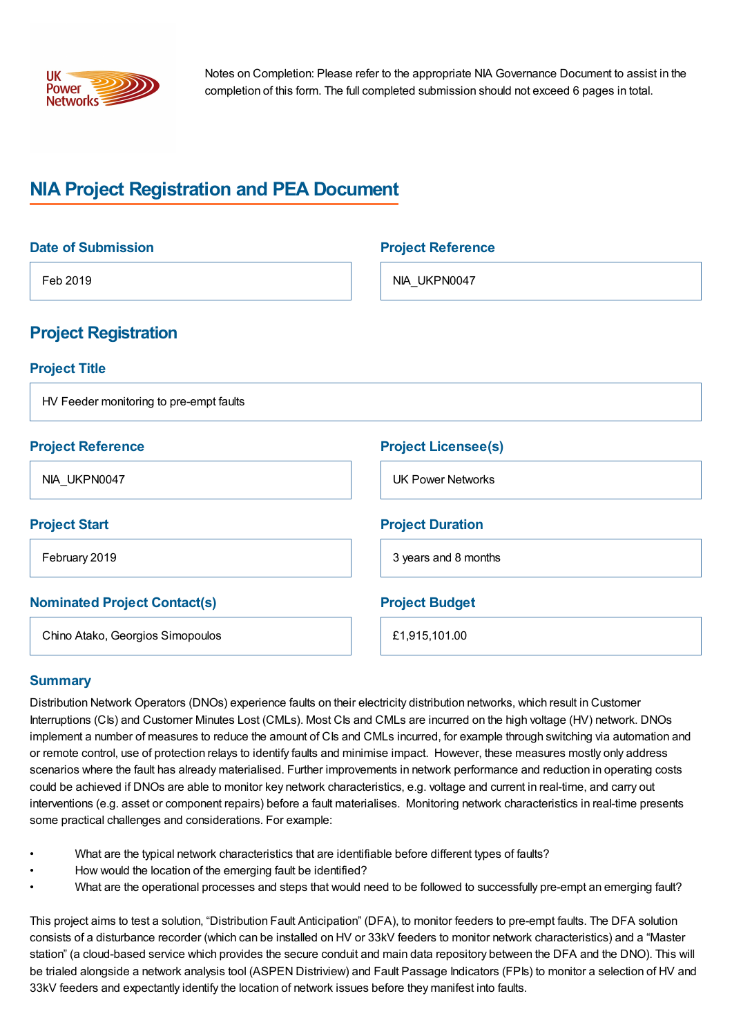Notes on Completion: Please refer to the appropriate NIA Governance Document to assist in the completion of this form. The full completed submission should not exceed 6 pages in total.

# NIA Project Registration and PEA Document

### Date of Submission

Feb 2019

### Project Reference

NIA_UKPN0047

## Project Registration

### Project Title

HV Feeder monitoring to pre-empt faults

### Project Reference

NIA_UKPN0047

### Project Licensee(s)

UK Power Networks

### Project Start

February 2019

### Project Duration

3 years and 8 months

### Nominated Project Contact(s)

Chino Atako, Georgios Simopoulos

### Project Budget

£1,915,101.00

### Summary

Distribution Network Operators (DNOs) experience faults on their electricity distribution networks, which result in Customer Interruptions (CIs) and Customer Minutes Lost (CMLs). Most CIs and CMLs are incurred on the high voltage (HV) network. DNOs implement a number of measures to reduce the amount of CIs and CMLs incurred, for example through switching via automation and or remote control, use of protection relays to identify faults and minimise impact. However, these measures mostly only address scenarios where the fault has already materialised. Further improvements in network performance and reduction in operating costs could be achieved if DNOs are able to monitor key network characteristics, e.g. voltage and current in real-time, and carry out interventions (e.g. asset or component repairs) before a fault materialises. Monitoring network characteristics in real-time presents some practical challenges and considerations. For example:

- What are the typical network characteristics that are identifiable before different types of faults?
- How would the location of the emerging fault be identified?
- What are the operational processes and steps that would need to be followed to successfully pre-empt an emerging fault?

This project aims to test a solution, "Distribution Fault Anticipation" (DFA), to monitor feeders to pre-empt faults. The DFA solution consists of a disturbance recorder (which can be installed on HV or 33kV feeders to monitor network characteristics) and a "Master station" (a cloud-based service which provides the secure conduit and main data repository between the DFA and the DNO). This will be trialed alongside a network analysis tool (ASPEN Distriview) and Fault Passage Indicators (FPIs) to monitor a selection of HV and 33kV feeders and expectantly identify the location of network issues before they manifest into faults.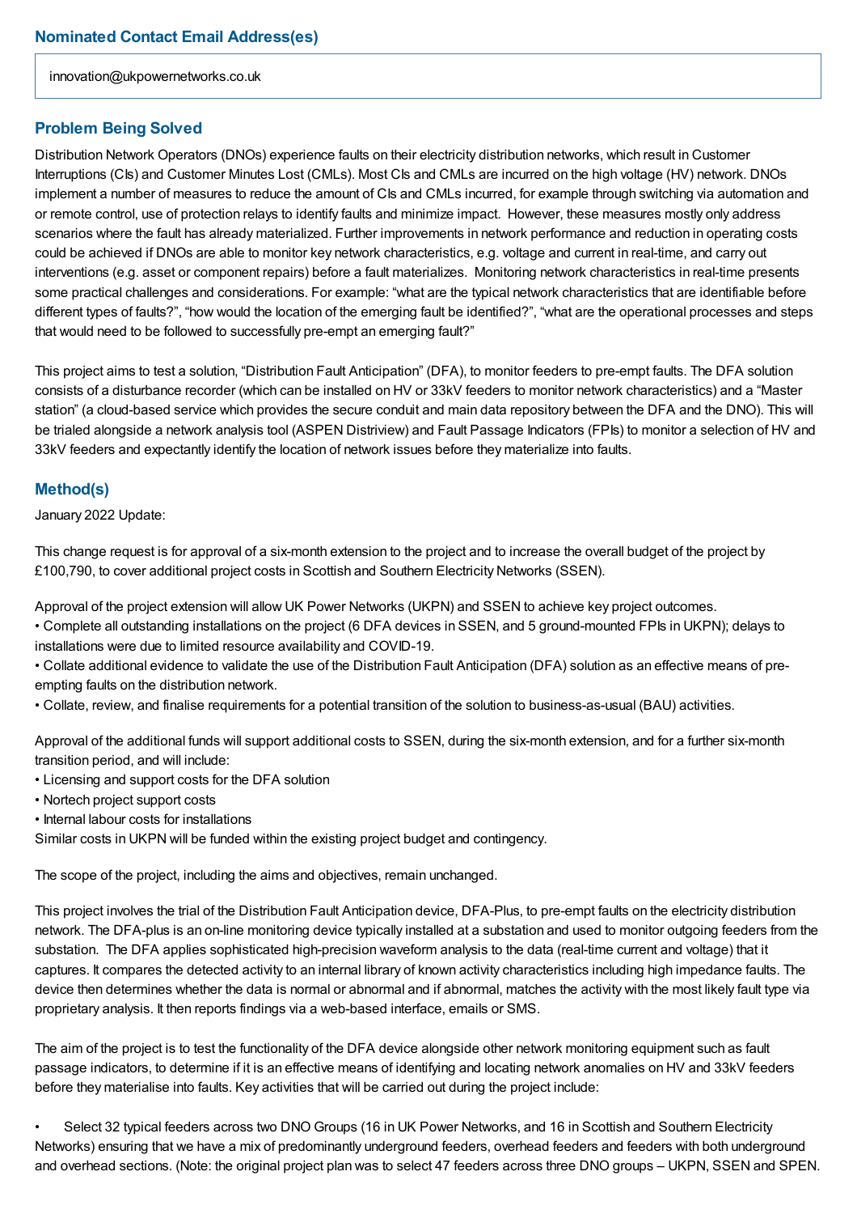## Nominated Contact Email Address(es)

innovation@ukpowernetworks.co.uk

## Problem Being Solved

Distribution Network Operators (DNOs) experience faults on their electricity distribution networks, which result in Customer Interruptions (CIs) and Customer Minutes Lost (CMLs). Most CIs and CMLs are incurred on the high voltage (HV) network. DNOs implement a number of measures to reduce the amount of CIs and CMLs incurred, for example through switching via automation and or remote control, use of protection relays to identify faults and minimize impact. However, these measures mostly only address scenarios where the fault has already materialized. Further improvements in network performance and reduction in operating costs could be achieved if DNOs are able to monitor key network characteristics, e.g. voltage and current in real-time, and carry out interventions (e.g. asset or component repairs) before a fault materializes. Monitoring network characteristics in real-time presents some practical challenges and considerations. For example: "what are the typical network characteristics that are identifiable before different types of faults?", "how would the location of the emerging fault be identified?", "what are the operational processes and steps that would need to be followed to successfully pre-empt an emerging fault?"

This project aims to test a solution, "Distribution Fault Anticipation" (DFA), to monitor feeders to pre-empt faults. The DFA solution consists of a disturbance recorder (which can be installed on HV or 33kV feeders to monitor network characteristics) and a "Master station" (a cloud-based service which provides the secure conduit and main data repository between the DFA and the DNO). This will be trialed alongside a network analysis tool (ASPEN Distriview) and Fault Passage Indicators (FPIs) to monitor a selection of HV and 33kV feeders and expectantly identify the location of network issues before they materialize into faults.

## Method(s)

January 2022 Update:

This change request is for approval of a six-month extension to the project and to increase the overall budget of the project by £100,790, to cover additional project costs in Scottish and Southern Electricity Networks (SSEN).

Approval of the project extension will allow UK Power Networks (UKPN) and SSEN to achieve key project outcomes.

- Complete all outstanding installations on the project (6 DFA devices in SSEN, and 5 ground-mounted FPIs in UKPN); delays to installations were due to limited resource availability and COVID-19.
- Collate additional evidence to validate the use of the Distribution Fault Anticipation (DFA) solution as an effective means of pre-empting faults on the distribution network.
- Collate, review, and finalise requirements for a potential transition of the solution to business-as-usual (BAU) activities.

Approval of the additional funds will support additional costs to SSEN, during the six-month extension, and for a further six-month transition period, and will include:

- Licensing and support costs for the DFA solution
- Nortech project support costs
- Internal labour costs for installations

Similar costs in UKPN will be funded within the existing project budget and contingency.

The scope of the project, including the aims and objectives, remain unchanged.

This project involves the trial of the Distribution Fault Anticipation device, DFA-Plus, to pre-empt faults on the electricity distribution network. The DFA-plus is an on-line monitoring device typically installed at a substation and used to monitor outgoing feeders from the substation. The DFA applies sophisticated high-precision waveform analysis to the data (real-time current and voltage) that it captures. It compares the detected activity to an internal library of known activity characteristics including high impedance faults. The device then determines whether the data is normal or abnormal and if abnormal, matches the activity with the most likely fault type via proprietary analysis. It then reports findings via a web-based interface, emails or SMS.

The aim of the project is to test the functionality of the DFA device alongside other network monitoring equipment such as fault passage indicators, to determine if it is an effective means of identifying and locating network anomalies on HV and 33kV feeders before they materialise into faults. Key activities that will be carried out during the project include:

- Select 32 typical feeders across two DNO Groups (16 in UK Power Networks, and 16 in Scottish and Southern Electricity Networks) ensuring that we have a mix of predominantly underground feeders, overhead feeders and feeders with both underground and overhead sections. (Note: the original project plan was to select 47 feeders across three DNO groups – UKPN, SSEN and SPEN.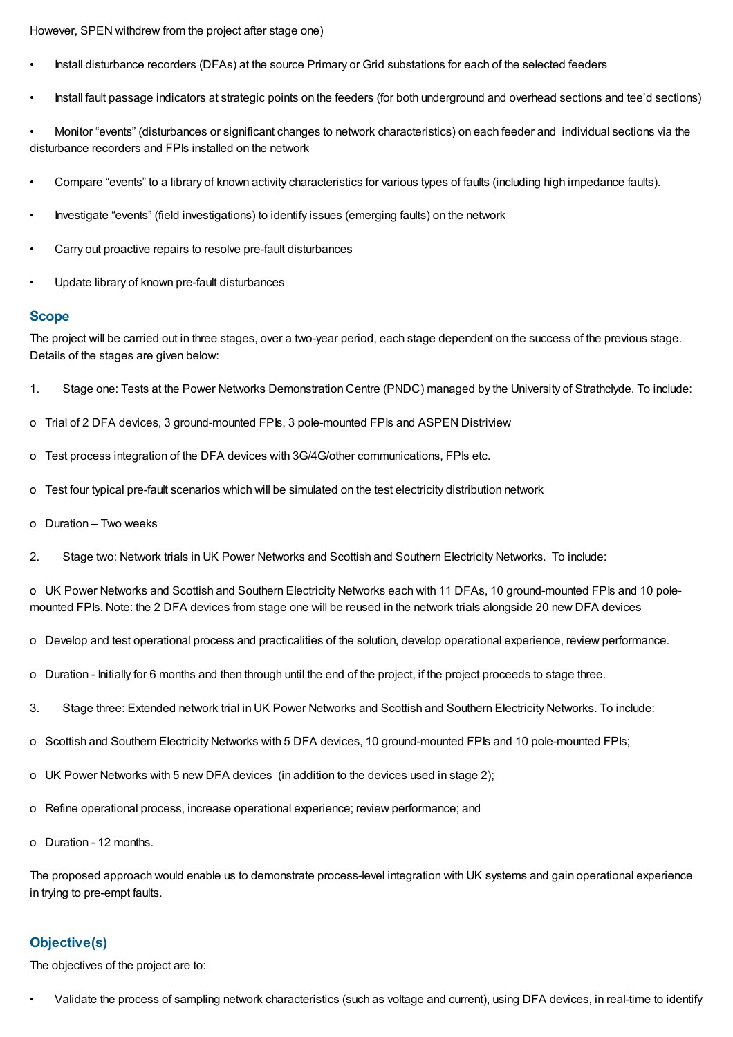However, SPEN withdrew from the project after stage one)

- Install disturbance recorders (DFAs) at the source Primary or Grid substations for each of the selected feeders
- Install fault passage indicators at strategic points on the feeders (for both underground and overhead sections and tee'd sections)
- Monitor "events" (disturbances or significant changes to network characteristics) on each feeder and individual sections via the disturbance recorders and FPIs installed on the network
- Compare "events" to a library of known activity characteristics for various types of faults (including high impedance faults).
- Investigate "events" (field investigations) to identify issues (emerging faults) on the network
- Carry out proactive repairs to resolve pre-fault disturbances
- Update library of known pre-fault disturbances

## Scope

The project will be carried out in three stages, over a two-year period, each stage dependent on the success of the previous stage. Details of the stages are given below:

1. Stage one: Tests at the Power Networks Demonstration Centre (PNDC) managed by the University of Strathclyde. To include:

   - Trial of 2 DFA devices, 3 ground-mounted FPIs, 3 pole-mounted FPIs and ASPEN Distriview
   - Test process integration of the DFA devices with 3G/4G/other communications, FPIs etc.
   - Test four typical pre-fault scenarios which will be simulated on the test electricity distribution network
   - Duration – Two weeks

2. Stage two: Network trials in UK Power Networks and Scottish and Southern Electricity Networks. To include:

   - UK Power Networks and Scottish and Southern Electricity Networks each with 11 DFAs, 10 ground-mounted FPIs and 10 pole-mounted FPIs. Note: the 2 DFA devices from stage one will be reused in the network trials alongside 20 new DFA devices
   - Develop and test operational process and practicalities of the solution, develop operational experience, review performance.
   - Duration - Initially for 6 months and then through until the end of the project, if the project proceeds to stage three.

3. Stage three: Extended network trial in UK Power Networks and Scottish and Southern Electricity Networks. To include:

   - Scottish and Southern Electricity Networks with 5 DFA devices, 10 ground-mounted FPIs and 10 pole-mounted FPIs;
   - UK Power Networks with 5 new DFA devices (in addition to the devices used in stage 2);
   - Refine operational process, increase operational experience; review performance; and
   - Duration - 12 months.

The proposed approach would enable us to demonstrate process-level integration with UK systems and gain operational experience in trying to pre-empt faults.

## Objective(s)

The objectives of the project are to:

- Validate the process of sampling network characteristics (such as voltage and current), using DFA devices, in real-time to identify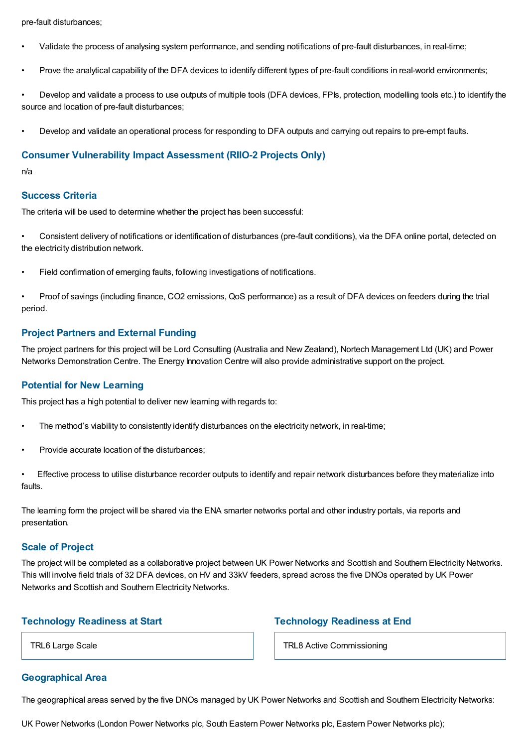pre-fault disturbances;

- Validate the process of analysing system performance, and sending notifications of pre-fault disturbances, in real-time;

- Prove the analytical capability of the DFA devices to identify different types of pre-fault conditions in real-world environments;

- Develop and validate a process to use outputs of multiple tools (DFA devices, FPIs, protection, modelling tools etc.) to identify the source and location of pre-fault disturbances;

- Develop and validate an operational process for responding to DFA outputs and carrying out repairs to pre-empt faults.

### Consumer Vulnerability Impact Assessment (RIIO-2 Projects Only)

n/a

### Success Criteria

The criteria will be used to determine whether the project has been successful:

- Consistent delivery of notifications or identification of disturbances (pre-fault conditions), via the DFA online portal, detected on the electricity distribution network.

- Field confirmation of emerging faults, following investigations of notifications.

- Proof of savings (including finance, CO2 emissions, QoS performance) as a result of DFA devices on feeders during the trial period.

### Project Partners and External Funding

The project partners for this project will be Lord Consulting (Australia and New Zealand), Nortech Management Ltd (UK) and Power Networks Demonstration Centre. The Energy Innovation Centre will also provide administrative support on the project.

### Potential for New Learning

This project has a high potential to deliver new learning with regards to:

- The method's viability to consistently identify disturbances on the electricity network, in real-time;

- Provide accurate location of the disturbances;

- Effective process to utilise disturbance recorder outputs to identify and repair network disturbances before they materialize into faults.

The learning form the project will be shared via the ENA smarter networks portal and other industry portals, via reports and presentation.

### Scale of Project

The project will be completed as a collaborative project between UK Power Networks and Scottish and Southern Electricity Networks. This will involve field trials of 32 DFA devices, on HV and 33kV feeders, spread across the five DNOs operated by UK Power Networks and Scottish and Southern Electricity Networks.

### Technology Readiness at Start

TRL6 Large Scale

### Technology Readiness at End

TRL8 Active Commissioning

### Geographical Area

The geographical areas served by the five DNOs managed by UK Power Networks and Scottish and Southern Electricity Networks:

UK Power Networks (London Power Networks plc, South Eastern Power Networks plc, Eastern Power Networks plc);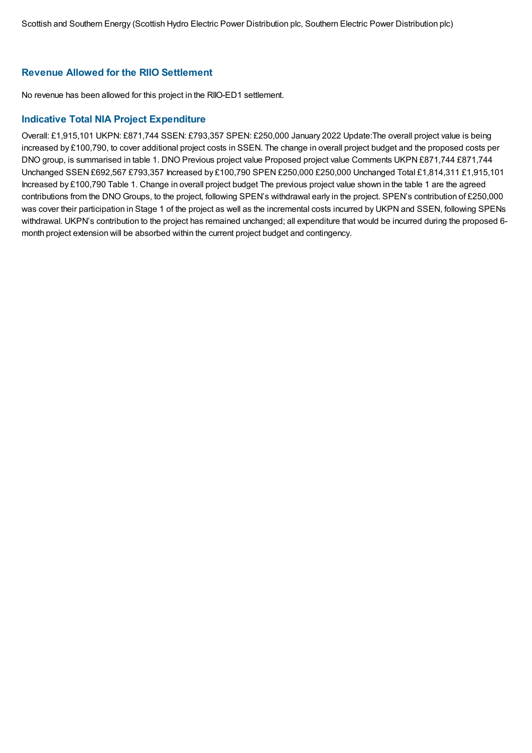## Revenue Allowed for the RIIO Settlement

No revenue has been allowed for this project in the RIIO-ED1 settlement.

## Indicative Total NIA Project Expenditure

Overall: £1,915,101 UKPN: £871,744 SSEN: £793,357 SPEN: £250,000 January 2022 Update:The overall project value is being increased by £100,790, to cover additional project costs in SSEN. The change in overall project budget and the proposed costs per DNO group, is summarised in table 1. DNO Previous project value Proposed project value Comments UKPN £871,744 £871,744 Unchanged SSEN £692,567 £793,357 Increased by £100,790 SPEN £250,000 £250,000 Unchanged Total £1,814,311 £1,915,101 Increased by £100,790 Table 1. Change in overall project budget The previous project value shown in the table 1 are the agreed contributions from the DNO Groups, to the project, following SPEN's withdrawal early in the project. SPEN's contribution of £250,000 was cover their participation in Stage 1 of the project as well as the incremental costs incurred by UKPN and SSEN, following SPENs withdrawal. UKPN's contribution to the project has remained unchanged; all expenditure that would be incurred during the proposed 6-month project extension will be absorbed within the current project budget and contingency.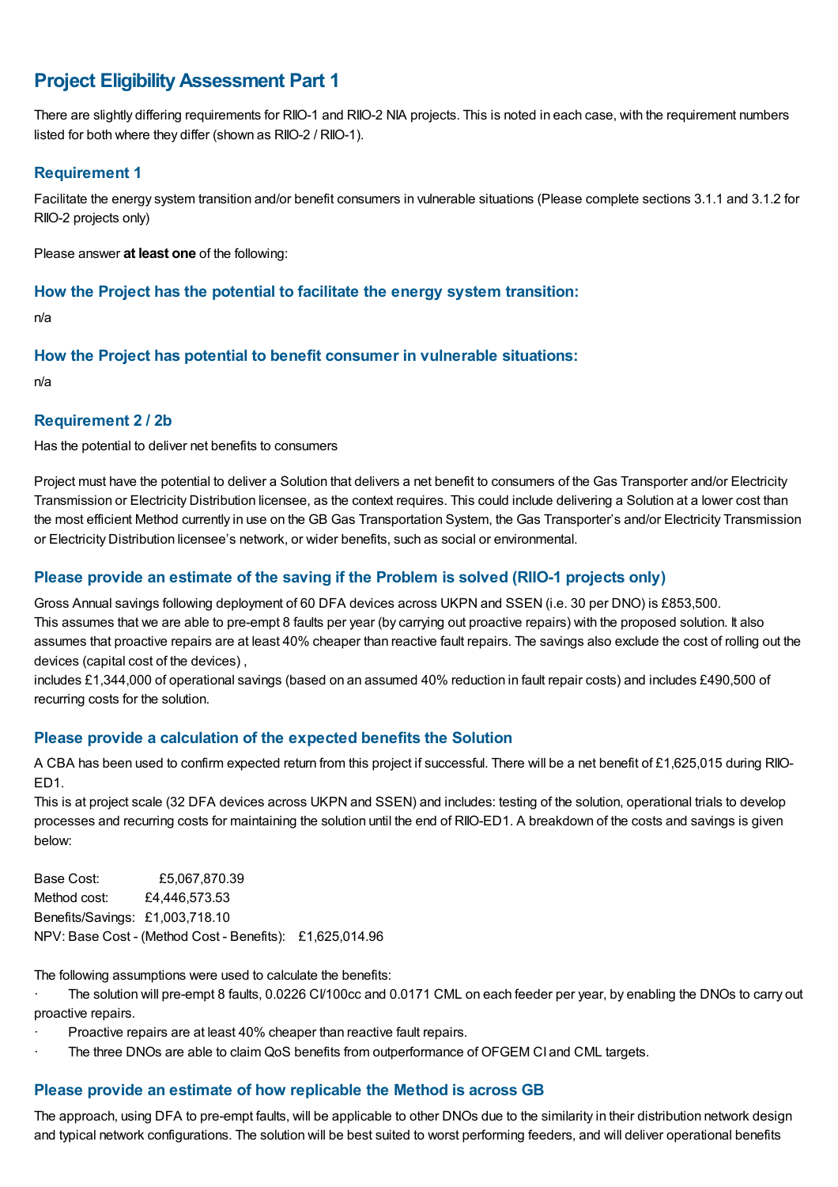## Project Eligibility Assessment Part 1

There are slightly differing requirements for RIIO-1 and RIIO-2 NIA projects. This is noted in each case, with the requirement numbers listed for both where they differ (shown as RIIO-2 / RIIO-1).

### Requirement 1

Facilitate the energy system transition and/or benefit consumers in vulnerable situations (Please complete sections 3.1.1 and 3.1.2 for RIIO-2 projects only)

Please answer **at least one** of the following:

### How the Project has the potential to facilitate the energy system transition:

n/a

### How the Project has potential to benefit consumer in vulnerable situations:

n/a

### Requirement 2 / 2b

Has the potential to deliver net benefits to consumers

Project must have the potential to deliver a Solution that delivers a net benefit to consumers of the Gas Transporter and/or Electricity Transmission or Electricity Distribution licensee, as the context requires. This could include delivering a Solution at a lower cost than the most efficient Method currently in use on the GB Gas Transportation System, the Gas Transporter's and/or Electricity Transmission or Electricity Distribution licensee's network, or wider benefits, such as social or environmental.

### Please provide an estimate of the saving if the Problem is solved (RIIO-1 projects only)

Gross Annual savings following deployment of 60 DFA devices across UKPN and SSEN (i.e. 30 per DNO) is £853,500.
This assumes that we are able to pre-empt 8 faults per year (by carrying out proactive repairs) with the proposed solution. It also assumes that proactive repairs are at least 40% cheaper than reactive fault repairs. The savings also exclude the cost of rolling out the devices (capital cost of the devices) ,
includes £1,344,000 of operational savings (based on an assumed 40% reduction in fault repair costs) and includes £490,500 of recurring costs for the solution.

### Please provide a calculation of the expected benefits the Solution

A CBA has been used to confirm expected return from this project if successful. There will be a net benefit of £1,625,015 during RIIO-ED1.
This is at project scale (32 DFA devices across UKPN and SSEN) and includes: testing of the solution, operational trials to develop processes and recurring costs for maintaining the solution until the end of RIIO-ED1. A breakdown of the costs and savings is given below:

Base Cost: £5,067,870.39
Method cost: £4,446,573.53
Benefits/Savings: £1,003,718.10
NPV: Base Cost - (Method Cost - Benefits): £1,625,014.96

The following assumptions were used to calculate the benefits:

- The solution will pre-empt 8 faults, 0.0226 CI/100cc and 0.0171 CML on each feeder per year, by enabling the DNOs to carry out proactive repairs.
- Proactive repairs are at least 40% cheaper than reactive fault repairs.
- The three DNOs are able to claim QoS benefits from outperformance of OFGEM CI and CML targets.

### Please provide an estimate of how replicable the Method is across GB

The approach, using DFA to pre-empt faults, will be applicable to other DNOs due to the similarity in their distribution network design and typical network configurations. The solution will be best suited to worst performing feeders, and will deliver operational benefits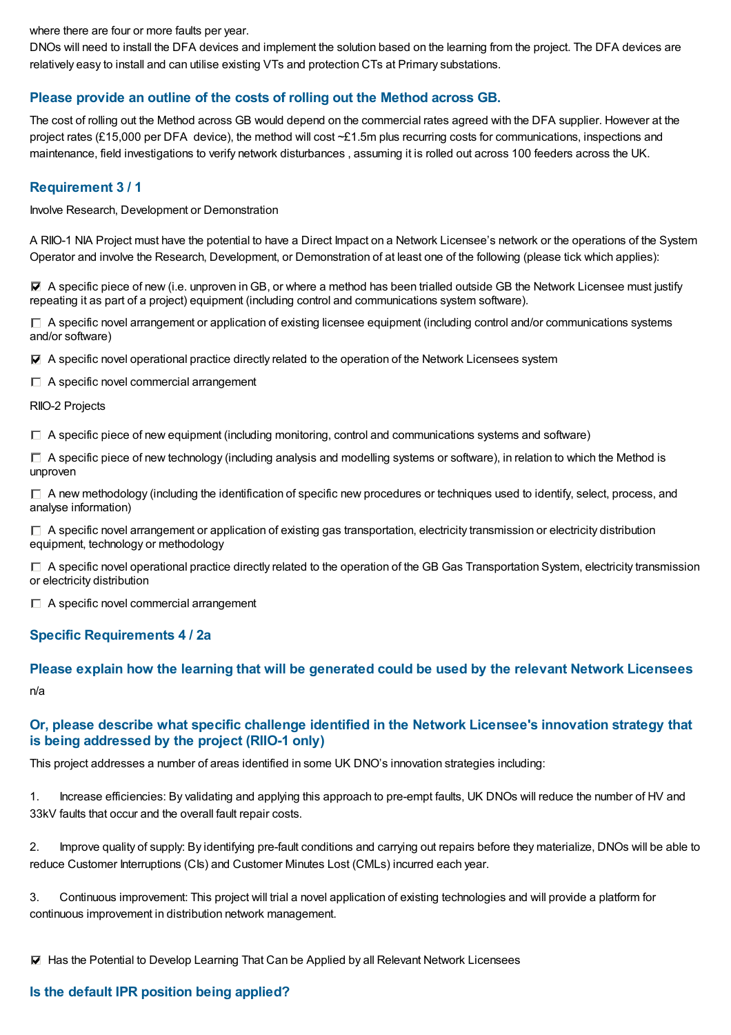where there are four or more faults per year.

DNOs will need to install the DFA devices and implement the solution based on the learning from the project. The DFA devices are relatively easy to install and can utilise existing VTs and protection CTs at Primary substations.

### Please provide an outline of the costs of rolling out the Method across GB.

The cost of rolling out the Method across GB would depend on the commercial rates agreed with the DFA supplier. However at the project rates (£15,000 per DFA device), the method will cost ~£1.5m plus recurring costs for communications, inspections and maintenance, field investigations to verify network disturbances , assuming it is rolled out across 100 feeders across the UK.

### Requirement 3 / 1

Involve Research, Development or Demonstration

A RIIO-1 NIA Project must have the potential to have a Direct Impact on a Network Licensee's network or the operations of the System Operator and involve the Research, Development, or Demonstration of at least one of the following (please tick which applies):

☑ A specific piece of new (i.e. unproven in GB, or where a method has been trialled outside GB the Network Licensee must justify repeating it as part of a project) equipment (including control and communications system software).

☐ A specific novel arrangement or application of existing licensee equipment (including control and/or communications systems and/or software)

☑ A specific novel operational practice directly related to the operation of the Network Licensees system

☐ A specific novel commercial arrangement

RIIO-2 Projects

☐ A specific piece of new equipment (including monitoring, control and communications systems and software)

☐ A specific piece of new technology (including analysis and modelling systems or software), in relation to which the Method is unproven

☐ A new methodology (including the identification of specific new procedures or techniques used to identify, select, process, and analyse information)

☐ A specific novel arrangement or application of existing gas transportation, electricity transmission or electricity distribution equipment, technology or methodology

☐ A specific novel operational practice directly related to the operation of the GB Gas Transportation System, electricity transmission or electricity distribution

☐ A specific novel commercial arrangement

### Specific Requirements 4 / 2a

### Please explain how the learning that will be generated could be used by the relevant Network Licensees

n/a

### Or, please describe what specific challenge identified in the Network Licensee's innovation strategy that is being addressed by the project (RIIO-1 only)

This project addresses a number of areas identified in some UK DNO's innovation strategies including:

1. Increase efficiencies: By validating and applying this approach to pre-empt faults, UK DNOs will reduce the number of HV and 33kV faults that occur and the overall fault repair costs.

2. Improve quality of supply: By identifying pre-fault conditions and carrying out repairs before they materialize, DNOs will be able to reduce Customer Interruptions (CIs) and Customer Minutes Lost (CMLs) incurred each year.

3. Continuous improvement: This project will trial a novel application of existing technologies and will provide a platform for continuous improvement in distribution network management.

☑ Has the Potential to Develop Learning That Can be Applied by all Relevant Network Licensees

### Is the default IPR position being applied?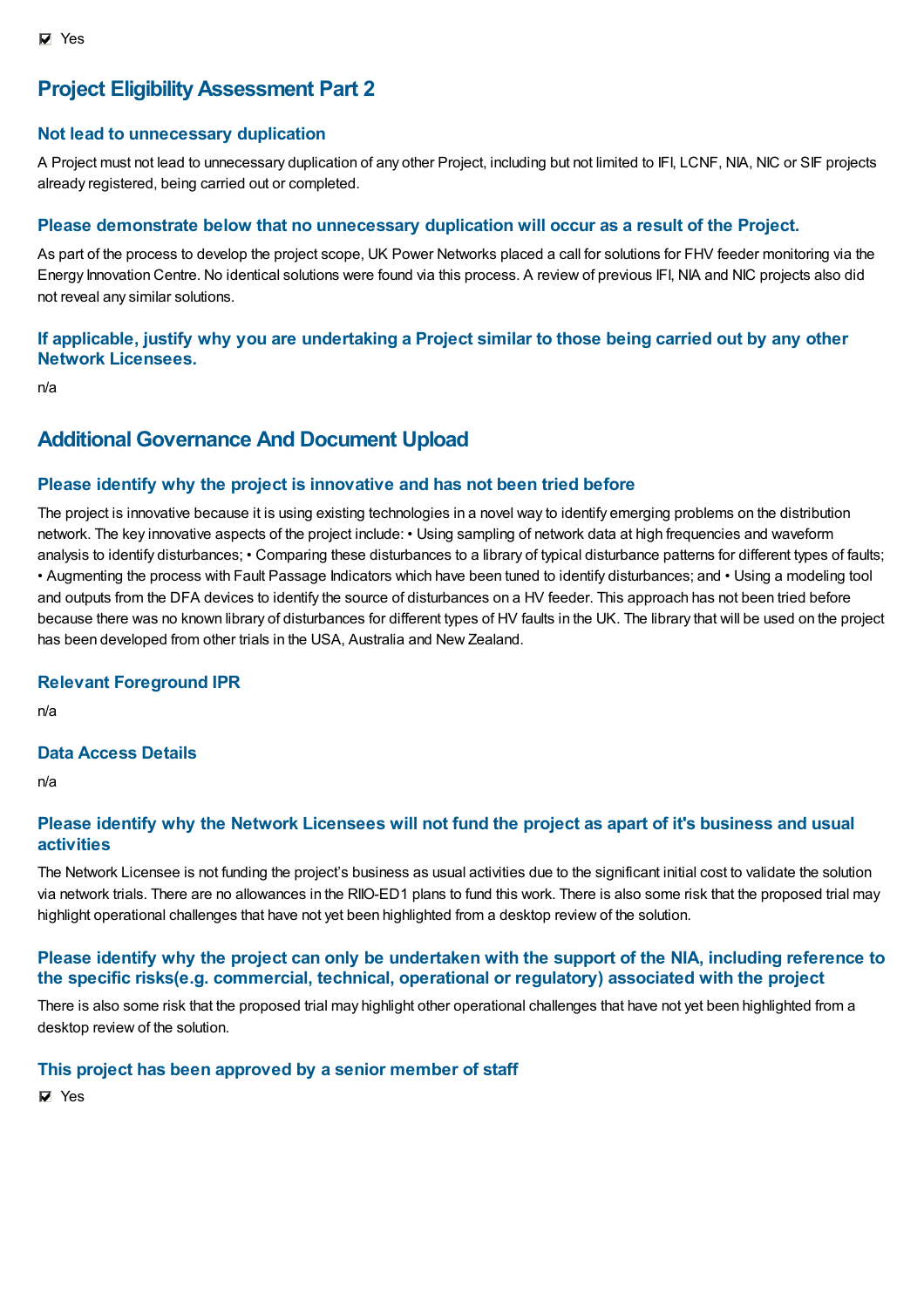☑ Yes

## Project Eligibility Assessment Part 2

### Not lead to unnecessary duplication

A Project must not lead to unnecessary duplication of any other Project, including but not limited to IFI, LCNF, NIA, NIC or SIF projects already registered, being carried out or completed.

### Please demonstrate below that no unnecessary duplication will occur as a result of the Project.

As part of the process to develop the project scope, UK Power Networks placed a call for solutions for FHV feeder monitoring via the Energy Innovation Centre. No identical solutions were found via this process. A review of previous IFI, NIA and NIC projects also did not reveal any similar solutions.

### If applicable, justify why you are undertaking a Project similar to those being carried out by any other Network Licensees.

n/a

## Additional Governance And Document Upload

### Please identify why the project is innovative and has not been tried before

The project is innovative because it is using existing technologies in a novel way to identify emerging problems on the distribution network. The key innovative aspects of the project include: • Using sampling of network data at high frequencies and waveform analysis to identify disturbances; • Comparing these disturbances to a library of typical disturbance patterns for different types of faults; • Augmenting the process with Fault Passage Indicators which have been tuned to identify disturbances; and • Using a modeling tool and outputs from the DFA devices to identify the source of disturbances on a HV feeder. This approach has not been tried before because there was no known library of disturbances for different types of HV faults in the UK. The library that will be used on the project has been developed from other trials in the USA, Australia and New Zealand.

### Relevant Foreground IPR

n/a

### Data Access Details

n/a

### Please identify why the Network Licensees will not fund the project as apart of it's business and usual activities

The Network Licensee is not funding the project's business as usual activities due to the significant initial cost to validate the solution via network trials. There are no allowances in the RIIO-ED1 plans to fund this work. There is also some risk that the proposed trial may highlight operational challenges that have not yet been highlighted from a desktop review of the solution.

### Please identify why the project can only be undertaken with the support of the NIA, including reference to the specific risks(e.g. commercial, technical, operational or regulatory) associated with the project

There is also some risk that the proposed trial may highlight other operational challenges that have not yet been highlighted from a desktop review of the solution.

### This project has been approved by a senior member of staff

☑ Yes